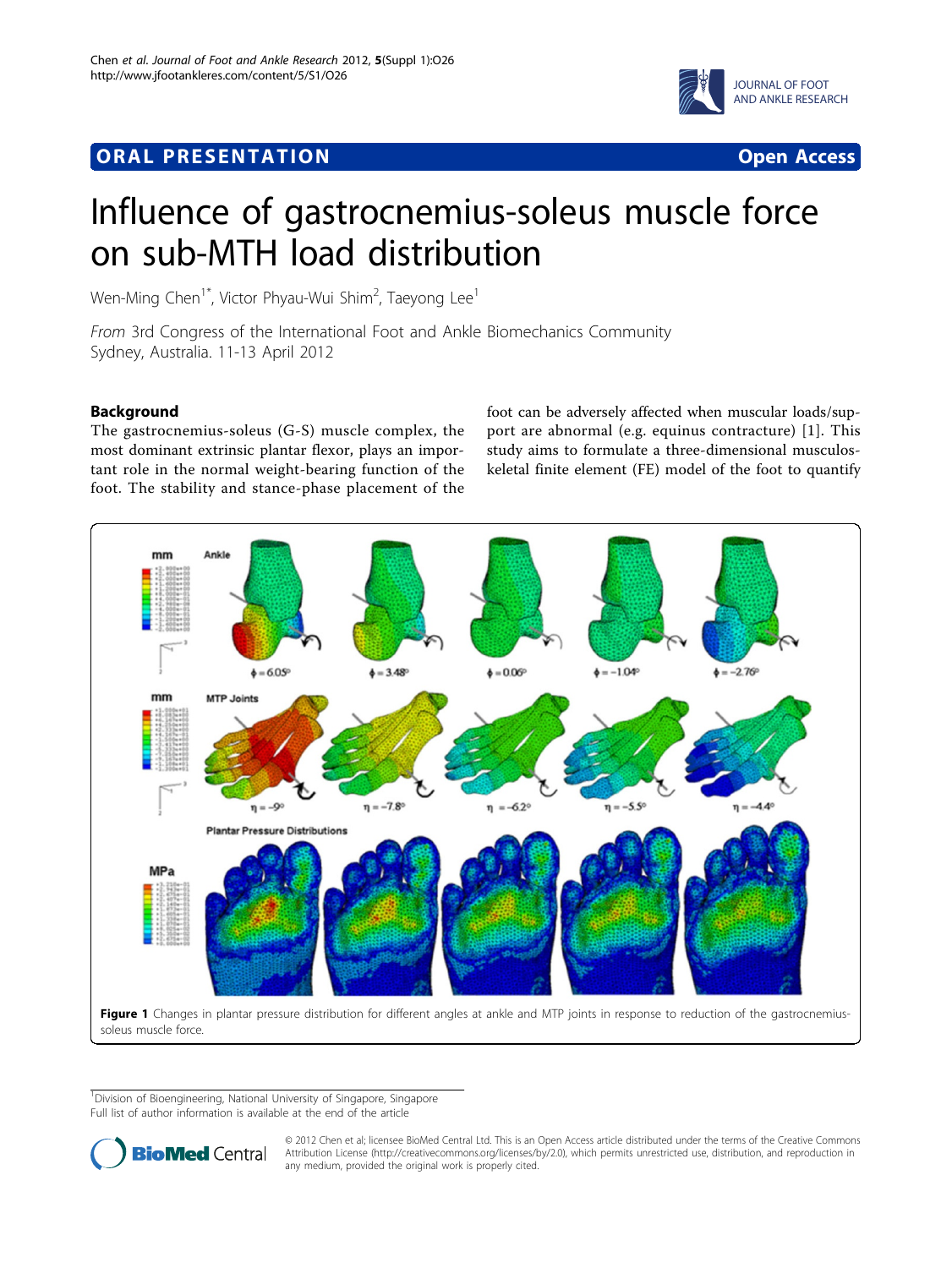**ORAL PRESENTATION** **Open Access**

# Influence of gastrocnemius-soleus muscle force on sub-MTH load distribution

Wen-Ming Chen[1*], Victor Phyau-Wui Shim[2], Taeyong Lee[1]

*From* 3rd Congress of the International Foot and Ankle Biomechanics Community
Sydney, Australia. 11-13 April 2012

## Background

The gastrocnemius-soleus (G-S) muscle complex, the most dominant extrinsic plantar flexor, plays an important role in the normal weight-bearing function of the foot. The stability and stance-phase placement of the foot can be adversely affected when muscular loads/support are abnormal (e.g. equinus contracture) [1]. This study aims to formulate a three-dimensional musculoskeletal finite element (FE) model of the foot to quantify

**Figure 1** Changes in plantar pressure distribution for different angles at ankle and MTP joints in response to reduction of the gastrocnemius-soleus muscle force.

[1]Division of Bioengineering, National University of Singapore, Singapore
Full list of author information is available at the end of the article

© 2012 Chen et al; licensee BioMed Central Ltd. This is an Open Access article distributed under the terms of the Creative Commons Attribution License (http://creativecommons.org/licenses/by/2.0), which permits unrestricted use, distribution, and reproduction in any medium, provided the original work is properly cited.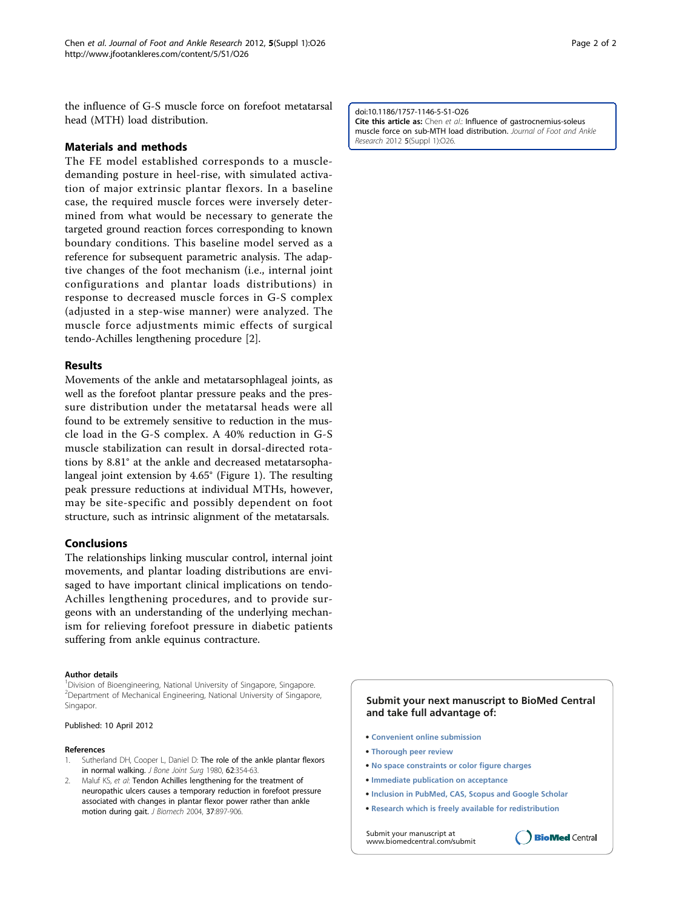the influence of G-S muscle force on forefoot metatarsal head (MTH) load distribution.

## Materials and methods

The FE model established corresponds to a muscle-demanding posture in heel-rise, with simulated activation of major extrinsic plantar flexors. In a baseline case, the required muscle forces were inversely determined from what would be necessary to generate the targeted ground reaction forces corresponding to known boundary conditions. This baseline model served as a reference for subsequent parametric analysis. The adaptive changes of the foot mechanism (i.e., internal joint configurations and plantar loads distributions) in response to decreased muscle forces in G-S complex (adjusted in a step-wise manner) were analyzed. The muscle force adjustments mimic effects of surgical tendo-Achilles lengthening procedure [2].

## Results

Movements of the ankle and metatarsophlageal joints, as well as the forefoot plantar pressure peaks and the pressure distribution under the metatarsal heads were all found to be extremely sensitive to reduction in the muscle load in the G-S complex. A 40% reduction in G-S muscle stabilization can result in dorsal-directed rotations by 8.81° at the ankle and decreased metatarsophalangeal joint extension by 4.65° (Figure 1). The resulting peak pressure reductions at individual MTHs, however, may be site-specific and possibly dependent on foot structure, such as intrinsic alignment of the metatarsals.

## Conclusions

The relationships linking muscular control, internal joint movements, and plantar loading distributions are envisaged to have important clinical implications on tendo-Achilles lengthening procedures, and to provide surgeons with an understanding of the underlying mechanism for relieving forefoot pressure in diabetic patients suffering from ankle equinus contracture.

### Author details

[1]Division of Bioengineering, National University of Singapore, Singapore. [2]Department of Mechanical Engineering, National University of Singapore, Singapor.

Published: 10 April 2012

### References

1. Sutherland DH, Cooper L, Daniel D: **The role of the ankle plantar flexors in normal walking.** *J Bone Joint Surg* 1980, **62**:354-63.
2. Maluf KS, *et al*: **Tendon Achilles lengthening for the treatment of neuropathic ulcers causes a temporary reduction in forefoot pressure associated with changes in plantar flexor power rather than ankle motion during gait.** *J Biomech* 2004, **37**:897-906.

doi:10.1186/1757-1146-5-S1-O26
**Cite this article as:** Chen *et al.*: Influence of gastrocnemius-soleus muscle force on sub-MTH load distribution. *Journal of Foot and Ankle Research* 2012 **5**(Suppl 1):O26.

**Submit your next manuscript to BioMed Central and take full advantage of:**

- Convenient online submission
- Thorough peer review
- No space constraints or color figure charges
- Immediate publication on acceptance
- Inclusion in PubMed, CAS, Scopus and Google Scholar
- Research which is freely available for redistribution

Submit your manuscript at www.biomedcentral.com/submit

BioMed Central